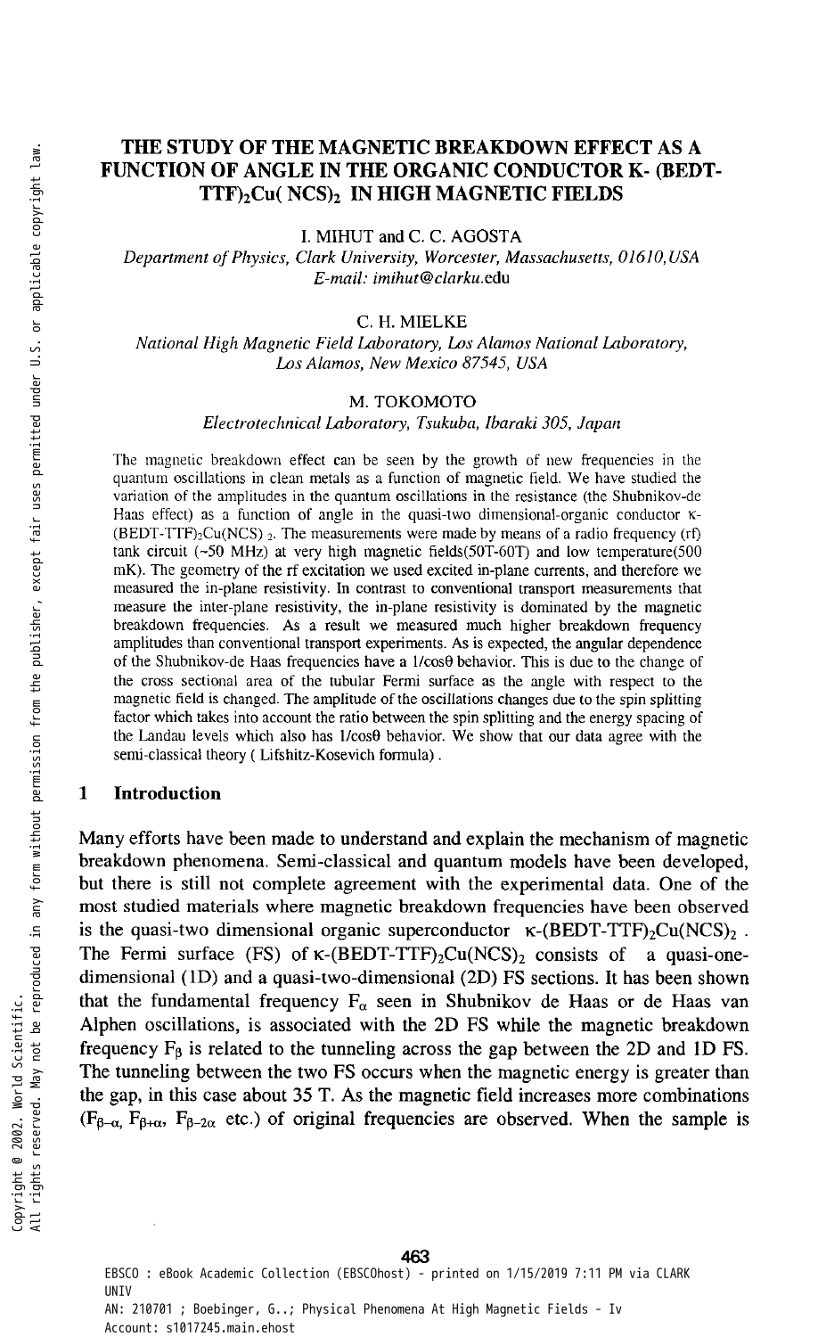# THE STUDY OF THE MAGNETIC BREAKDOWN EFFECT AS A FUNCTION OF ANGLE IN THE ORGANIC CONDUCTOR K- (BEDT-TTF)$_2$Cu( NCS)$_2$ IN HIGH MAGNETIC FIELDS

I. MIHUT and C. C. AGOSTA

*Department of Physics, Clark University, Worcester, Massachusetts, 01610,USA*
*E-mail: imihut@clarku.edu*

C. H. MIELKE

*National High Magnetic Field Laboratory, Los Alamos National Laboratory, Los Alamos, New Mexico 87545, USA*

M. TOKOMOTO

*Electrotechnical Laboratory, Tsukuba, Ibaraki 305, Japan*

The magnetic breakdown effect can be seen by the growth of new frequencies in the quantum oscillations in clean metals as a function of magnetic field. We have studied the variation of the amplitudes in the quantum oscillations in the resistance (the Shubnikov-de Haas effect) as a function of angle in the quasi-two dimensional-organic conductor κ-(BEDT-TTF)$_2$Cu(NCS)$_2$. The measurements were made by means of a radio frequency (rf) tank circuit (~50 MHz) at very high magnetic fields(50T-60T) and low temperature(500 mK). The geometry of the rf excitation we used excited in-plane currents, and therefore we measured the in-plane resistivity. In contrast to conventional transport measurements that measure the inter-plane resistivity, the in-plane resistivity is dominated by the magnetic breakdown frequencies. As a result we measured much higher breakdown frequency amplitudes than conventional transport experiments. As is expected, the angular dependence of the Shubnikov-de Haas frequencies have a 1/cosθ behavior. This is due to the change of the cross sectional area of the tubular Fermi surface as the angle with respect to the magnetic field is changed. The amplitude of the oscillations changes due to the spin splitting factor which takes into account the ratio between the spin splitting and the energy spacing of the Landau levels which also has 1/cosθ behavior. We show that our data agree with the semi-classical theory ( Lifshitz-Kosevich formula) .

## 1 Introduction

Many efforts have been made to understand and explain the mechanism of magnetic breakdown phenomena. Semi-classical and quantum models have been developed, but there is still not complete agreement with the experimental data. One of the most studied materials where magnetic breakdown frequencies have been observed is the quasi-two dimensional organic superconductor κ-(BEDT-TTF)$_2$Cu(NCS)$_2$ . The Fermi surface (FS) of κ-(BEDT-TTF)$_2$Cu(NCS)$_2$ consists of a quasi-one-dimensional (1D) and a quasi-two-dimensional (2D) FS sections. It has been shown that the fundamental frequency $F_\alpha$ seen in Shubnikov de Haas or de Haas van Alphen oscillations, is associated with the 2D FS while the magnetic breakdown frequency $F_\beta$ is related to the tunneling across the gap between the 2D and 1D FS. The tunneling between the two FS occurs when the magnetic energy is greater than the gap, in this case about 35 T. As the magnetic field increases more combinations ($F_{\beta-\alpha}$, $F_{\beta+\alpha}$, $F_{\beta-2\alpha}$ etc.) of original frequencies are observed. When the sample is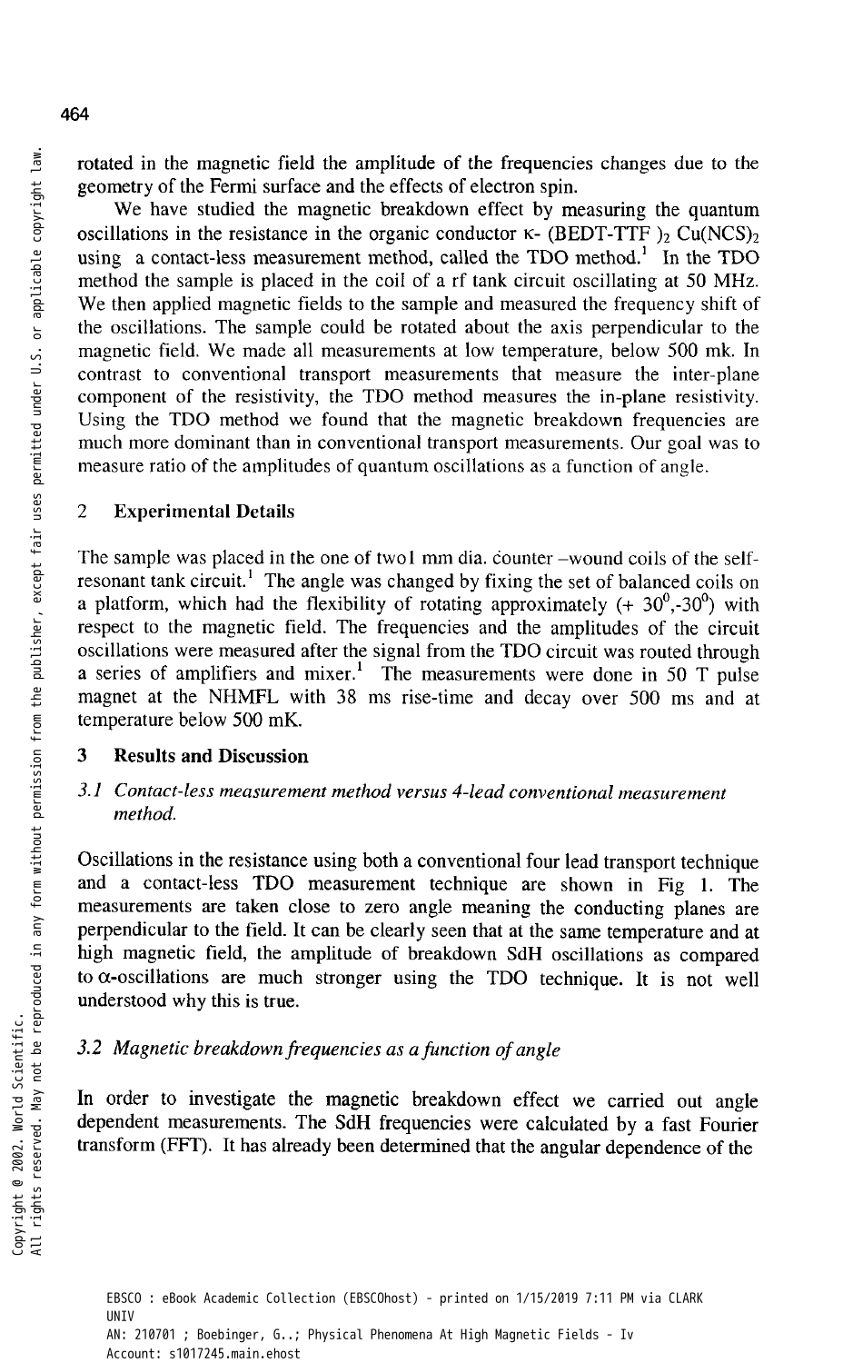rotated in the magnetic field the amplitude of the frequencies changes due to the geometry of the Fermi surface and the effects of electron spin.

We have studied the magnetic breakdown effect by measuring the quantum oscillations in the resistance in the organic conductor κ- $(BEDT\text{-}TTF)_2\ Cu(NCS)_2$ using a contact-less measurement method, called the TDO method.[1] In the TDO method the sample is placed in the coil of a rf tank circuit oscillating at 50 MHz. We then applied magnetic fields to the sample and measured the frequency shift of the oscillations. The sample could be rotated about the axis perpendicular to the magnetic field. We made all measurements at low temperature, below 500 mk. In contrast to conventional transport measurements that measure the inter-plane component of the resistivity, the TDO method measures the in-plane resistivity. Using the TDO method we found that the magnetic breakdown frequencies are much more dominant than in conventional transport measurements. Our goal was to measure ratio of the amplitudes of quantum oscillations as a function of angle.

## 2 Experimental Details

The sample was placed in the one of two1 mm dia. counter –wound coils of the self-resonant tank circuit.[1] The angle was changed by fixing the set of balanced coils on a platform, which had the flexibility of rotating approximately ($+ 30^0$,$-30^0$) with respect to the magnetic field. The frequencies and the amplitudes of the circuit oscillations were measured after the signal from the TDO circuit was routed through a series of amplifiers and mixer.[1] The measurements were done in 50 T pulse magnet at the NHMFL with 38 ms rise-time and decay over 500 ms and at temperature below 500 mK.

## 3 Results and Discussion

### *3.1 Contact-less measurement method versus 4-lead conventional measurement method.*

Oscillations in the resistance using both a conventional four lead transport technique and a contact-less TDO measurement technique are shown in Fig 1. The measurements are taken close to zero angle meaning the conducting planes are perpendicular to the field. It can be clearly seen that at the same temperature and at high magnetic field, the amplitude of breakdown SdH oscillations as compared to α-oscillations are much stronger using the TDO technique. It is not well understood why this is true.

### *3.2 Magnetic breakdown frequencies as a function of angle*

In order to investigate the magnetic breakdown effect we carried out angle dependent measurements. The SdH frequencies were calculated by a fast Fourier transform (FFT). It has already been determined that the angular dependence of the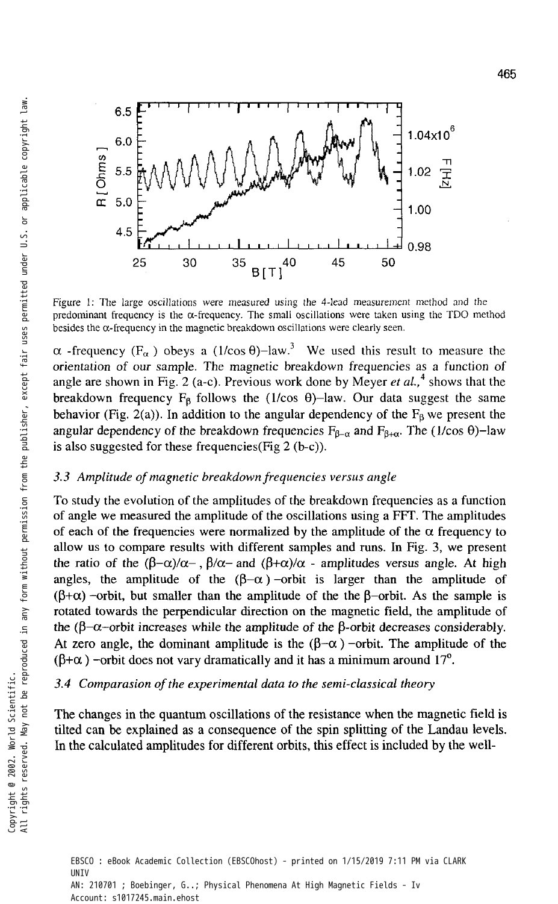Figure 1: The large oscillations were measured using the 4-lead measurement method and the predominant frequency is the α-frequency. The small oscillations were taken using the TDO method besides the α-frequency in the magnetic breakdown oscillations were clearly seen.

α -frequency ($F_\alpha$) obeys a $(1/\cos\theta)$–law.[3] We used this result to measure the orientation of our sample. The magnetic breakdown frequencies as a function of angle are shown in Fig. 2 (a-c). Previous work done by Meyer *et al.*,[4] shows that the breakdown frequency $F_\beta$ follows the $(1/\cos\theta)$–law. Our data suggest the same behavior (Fig. 2(a)). In addition to the angular dependency of the $F_\beta$ we present the angular dependency of the breakdown frequencies $F_{\beta-\alpha}$ and $F_{\beta+\alpha}$. The $(1/\cos\theta)$–law is also suggested for these frequencies(Fig 2 (b-c)).

### *3.3 Amplitude of magnetic breakdown frequencies versus angle*

To study the evolution of the amplitudes of the breakdown frequencies as a function of angle we measured the amplitude of the oscillations using a FFT. The amplitudes of each of the frequencies were normalized by the amplitude of the α frequency to allow us to compare results with different samples and runs. In Fig. 3, we present the ratio of the $(\beta-\alpha)/\alpha$– , $\beta/\alpha$– and $(\beta+\alpha)/\alpha$ - amplitudes versus angle. At high angles, the amplitude of the $(\beta-\alpha)$ –orbit is larger than the amplitude of $(\beta+\alpha)$ –orbit, but smaller than the amplitude of the the β–orbit. As the sample is rotated towards the perpendicular direction on the magnetic field, the amplitude of the ($\beta-\alpha$–orbit increases while the amplitude of the β-orbit decreases considerably. At zero angle, the dominant amplitude is the $(\beta-\alpha)$ –orbit. The amplitude of the $(\beta+\alpha)$ –orbit does not vary dramatically and it has a minimum around 17°.

### *3.4 Comparasion of the experimental data to the semi-classical theory*

The changes in the quantum oscillations of the resistance when the magnetic field is tilted can be explained as a consequence of the spin splitting of the Landau levels. In the calculated amplitudes for different orbits, this effect is included by the well-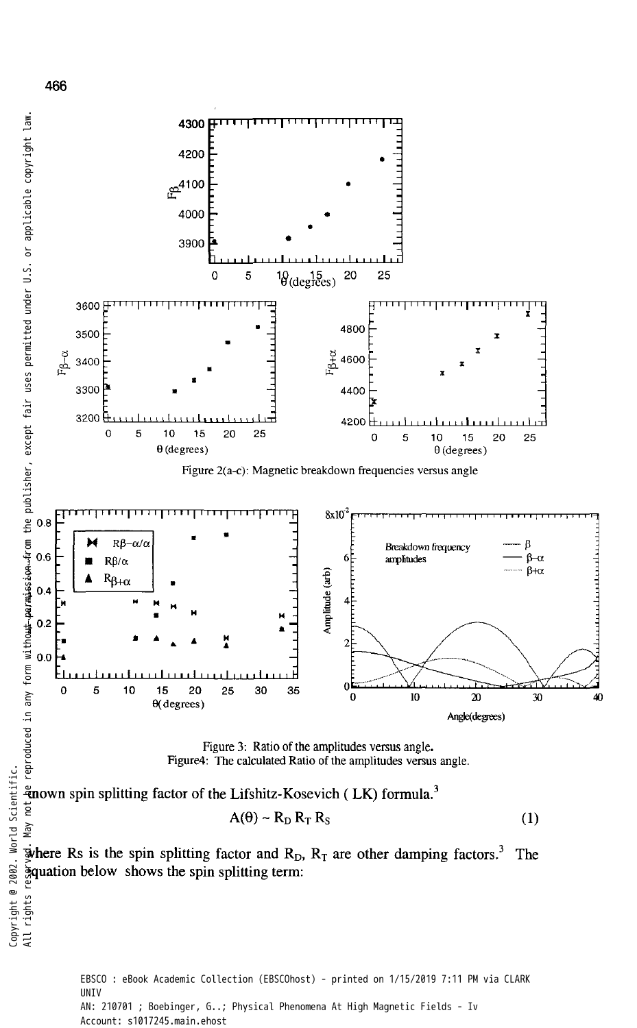Figure 2(a-c): Magnetic breakdown frequencies versus angle

Figure 3: Ratio of the amplitudes versus angle.

Figure4: The calculated Ratio of the amplitudes versus angle.

known spin splitting factor of the Lifshitz-Kosevich ( LK) formula.[3]

$$A(\theta) \sim R_D R_T R_S \quad (1)$$

where Rs is the spin splitting factor and $R_D$, $R_T$ are other damping factors.[3] The equation below shows the spin splitting term: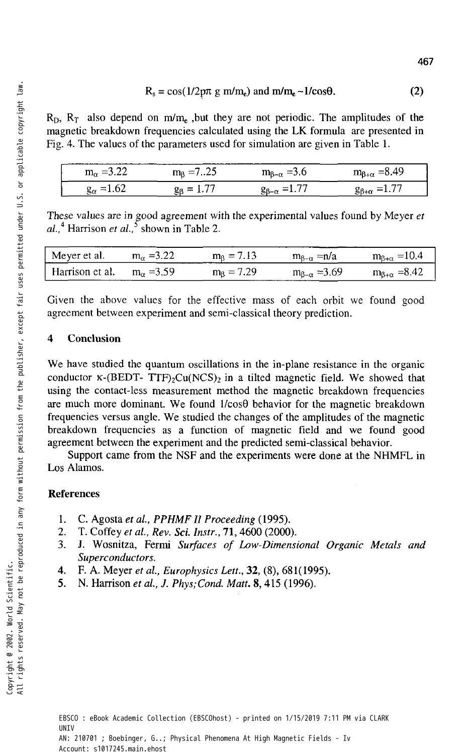$$R_s = \cos(1/2p\pi\, g\, m/m_e) \text{ and } m/m_e \sim 1/\cos\theta. \qquad \textbf{(2)}$$

$R_D$, $R_T$ also depend on $m/m_e$ ,but they are not periodic. The amplitudes of the magnetic breakdown frequencies calculated using the LK formula are presented in Fig. 4. The values of the parameters used for simulation are given in Table 1.

| | | | |
|---|---|---|---|
| $m_\alpha = 3.22$ | $m_\beta = 7..25$ | $m_{\beta-\alpha} = 3.6$ | $m_{\beta+\alpha} = 8.49$ |
| $g_\alpha = 1.62$ | $g_\beta = 1.77$ | $g_{\beta-\alpha} = 1.77$ | $g_{\beta+\alpha} = 1.77$ |

These values are in good agreement with the experimental values found by Meyer *et al.*,[4] Harrison *et al.*,[5] shown in Table 2.

| | | | | |
|---|---|---|---|---|
| Meyer et al. | $m_\alpha = 3.22$ | $m_\beta = 7.13$ | $m_{\beta-\alpha}$ =n/a | $m_{\beta+\alpha} = 10.4$ |
| Harrison et al. | $m_\alpha = 3.59$ | $m_\beta = 7.29$ | $m_{\beta-\alpha} = 3.69$ | $m_{\beta+\alpha} = 8.42$ |

Given the above values for the effective mass of each orbit we found good agreement between experiment and semi-classical theory prediction.

## 4 Conclusion

We have studied the quantum oscillations in the in-plane resistance in the organic conductor κ-(BEDT- TTF)$_2$Cu(NCS)$_2$ in a tilted magnetic field. We showed that using the contact-less measurement method the magnetic breakdown frequencies are much more dominant. We found $1/\cos\theta$ behavior for the magnetic breakdown frequencies versus angle. We studied the changes of the amplitudes of the magnetic breakdown frequencies as a function of magnetic field and we found good agreement between the experiment and the predicted semi-classical behavior.

Support came from the NSF and the experiments were done at the NHMFL in Los Alamos.

### References

1. C. Agosta *et al., PPHMF II Proceeding* (1995).
2. T. Coffey *et al., Rev. Sci. Instr.*, **71**, 4600 (2000).
3. J. Wosnitza, Fermi *Surfaces of Low-Dimensional Organic Metals and Superconductors.*
4. F. A. Meyer *et al., Europhysics Lett.*, **32**, (8), 681(1995).
5. N. Harrison *et al., J. Phys;Cond. Matt.* **8**, 415 (1996).